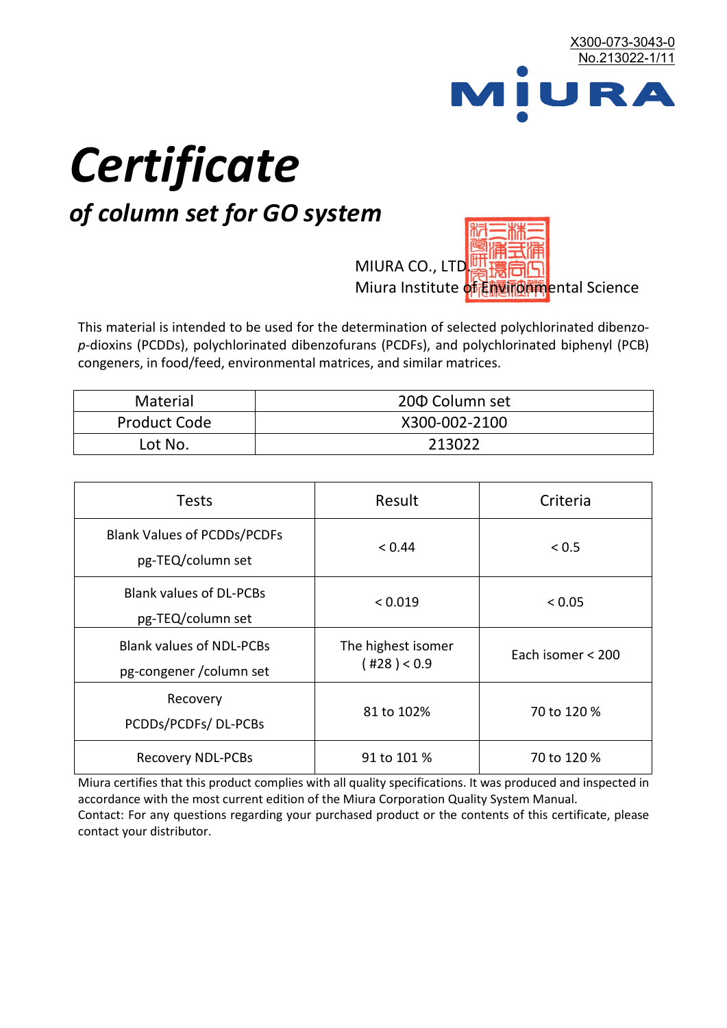X300-073-3043-0
No.213022-1/11

MIURA

# *Certificate*

## *of column set for GO system*

MIURA CO., LTD.
Miura Institute of Environmental Science

This material is intended to be used for the determination of selected polychlorinated dibenzo-*p*-dioxins (PCDDs), polychlorinated dibenzofurans (PCDFs), and polychlorinated biphenyl (PCB) congeners, in food/feed, environmental matrices, and similar matrices.

| Material | 20Φ Column set |
|---|---|
| Product Code | X300-002-2100 |
| Lot No. | 213022 |

| Tests | Result | Criteria |
|---|---|---|
| Blank Values of PCDDs/PCDFs pg-TEQ/column set | < 0.44 | < 0.5 |
| Blank values of DL-PCBs pg-TEQ/column set | < 0.019 | < 0.05 |
| Blank values of NDL-PCBs pg-congener /column set | The highest isomer ( #28 ) < 0.9 | Each isomer < 200 |
| Recovery PCDDs/PCDFs/ DL-PCBs | 81 to 102% | 70 to 120 % |
| Recovery NDL-PCBs | 91 to 101 % | 70 to 120 % |

Miura certifies that this product complies with all quality specifications. It was produced and inspected in accordance with the most current edition of the Miura Corporation Quality System Manual.
Contact: For any questions regarding your purchased product or the contents of this certificate, please contact your distributor.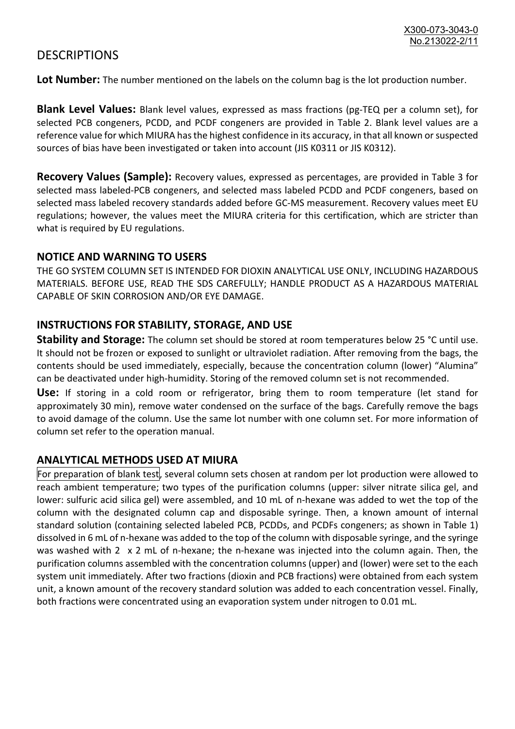# DESCRIPTIONS

**Lot Number:** The number mentioned on the labels on the column bag is the lot production number.

**Blank Level Values:** Blank level values, expressed as mass fractions (pg-TEQ per a column set), for selected PCB congeners, PCDD, and PCDF congeners are provided in Table 2. Blank level values are a reference value for which MIURA has the highest confidence in its accuracy, in that all known or suspected sources of bias have been investigated or taken into account (JIS K0311 or JIS K0312).

**Recovery Values (Sample):** Recovery values, expressed as percentages, are provided in Table 3 for selected mass labeled-PCB congeners, and selected mass labeled PCDD and PCDF congeners, based on selected mass labeled recovery standards added before GC-MS measurement. Recovery values meet EU regulations; however, the values meet the MIURA criteria for this certification, which are stricter than what is required by EU regulations.

## NOTICE AND WARNING TO USERS

THE GO SYSTEM COLUMN SET IS INTENDED FOR DIOXIN ANALYTICAL USE ONLY, INCLUDING HAZARDOUS MATERIALS. BEFORE USE, READ THE SDS CAREFULLY; HANDLE PRODUCT AS A HAZARDOUS MATERIAL CAPABLE OF SKIN CORROSION AND/OR EYE DAMAGE.

## INSTRUCTIONS FOR STABILITY, STORAGE, AND USE

**Stability and Storage:** The column set should be stored at room temperatures below 25 °C until use. It should not be frozen or exposed to sunlight or ultraviolet radiation. After removing from the bags, the contents should be used immediately, especially, because the concentration column (lower) "Alumina" can be deactivated under high-humidity. Storing of the removed column set is not recommended.

**Use:** If storing in a cold room or refrigerator, bring them to room temperature (let stand for approximately 30 min), remove water condensed on the surface of the bags. Carefully remove the bags to avoid damage of the column. Use the same lot number with one column set. For more information of column set refer to the operation manual.

## ANALYTICAL METHODS USED AT MIURA

For preparation of blank test, several column sets chosen at random per lot production were allowed to reach ambient temperature; two types of the purification columns (upper: silver nitrate silica gel, and lower: sulfuric acid silica gel) were assembled, and 10 mL of n-hexane was added to wet the top of the column with the designated column cap and disposable syringe. Then, a known amount of internal standard solution (containing selected labeled PCB, PCDDs, and PCDFs congeners; as shown in Table 1) dissolved in 6 mL of n-hexane was added to the top of the column with disposable syringe, and the syringe was washed with 2 x 2 mL of n-hexane; the n-hexane was injected into the column again. Then, the purification columns assembled with the concentration columns (upper) and (lower) were set to the each system unit immediately. After two fractions (dioxin and PCB fractions) were obtained from each system unit, a known amount of the recovery standard solution was added to each concentration vessel. Finally, both fractions were concentrated using an evaporation system under nitrogen to 0.01 mL.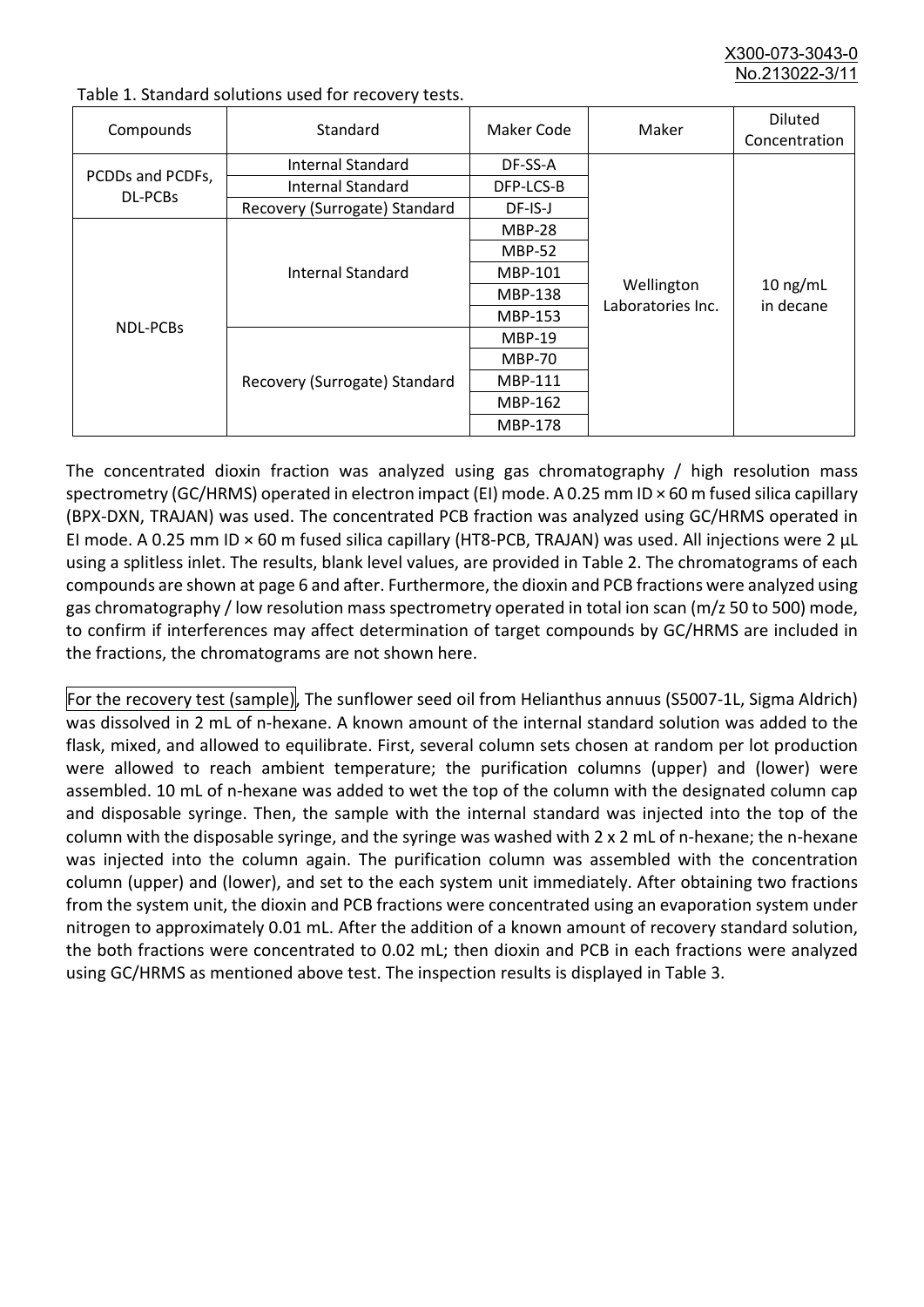Table 1. Standard solutions used for recovery tests.

| Compounds | Standard | Maker Code | Maker | Diluted Concentration |
|---|---|---|---|---|
| PCDDs and PCDFs, DL-PCBs | Internal Standard | DF-SS-A | Wellington Laboratories Inc. | 10 ng/mL in decane |
| | Internal Standard | DFP-LCS-B | | |
| | Recovery (Surrogate) Standard | DF-IS-J | | |
| NDL-PCBs | Internal Standard | MBP-28 | | |
| | | MBP-52 | | |
| | | MBP-101 | | |
| | | MBP-138 | | |
| | | MBP-153 | | |
| | Recovery (Surrogate) Standard | MBP-19 | | |
| | | MBP-70 | | |
| | | MBP-111 | | |
| | | MBP-162 | | |
| | | MBP-178 | | |

The concentrated dioxin fraction was analyzed using gas chromatography / high resolution mass spectrometry (GC/HRMS) operated in electron impact (EI) mode. A 0.25 mm ID × 60 m fused silica capillary (BPX-DXN, TRAJAN) was used. The concentrated PCB fraction was analyzed using GC/HRMS operated in EI mode. A 0.25 mm ID × 60 m fused silica capillary (HT8-PCB, TRAJAN) was used. All injections were 2 μL using a splitless inlet. The results, blank level values, are provided in Table 2. The chromatograms of each compounds are shown at page 6 and after. Furthermore, the dioxin and PCB fractions were analyzed using gas chromatography / low resolution mass spectrometry operated in total ion scan (m/z 50 to 500) mode, to confirm if interferences may affect determination of target compounds by GC/HRMS are included in the fractions, the chromatograms are not shown here.

For the recovery test (sample), The sunflower seed oil from Helianthus annuus (S5007-1L, Sigma Aldrich) was dissolved in 2 mL of n-hexane. A known amount of the internal standard solution was added to the flask, mixed, and allowed to equilibrate. First, several column sets chosen at random per lot production were allowed to reach ambient temperature; the purification columns (upper) and (lower) were assembled. 10 mL of n-hexane was added to wet the top of the column with the designated column cap and disposable syringe. Then, the sample with the internal standard was injected into the top of the column with the disposable syringe, and the syringe was washed with 2 x 2 mL of n-hexane; the n-hexane was injected into the column again. The purification column was assembled with the concentration column (upper) and (lower), and set to the each system unit immediately. After obtaining two fractions from the system unit, the dioxin and PCB fractions were concentrated using an evaporation system under nitrogen to approximately 0.01 mL. After the addition of a known amount of recovery standard solution, the both fractions were concentrated to 0.02 mL; then dioxin and PCB in each fractions were analyzed using GC/HRMS as mentioned above test. The inspection results is displayed in Table 3.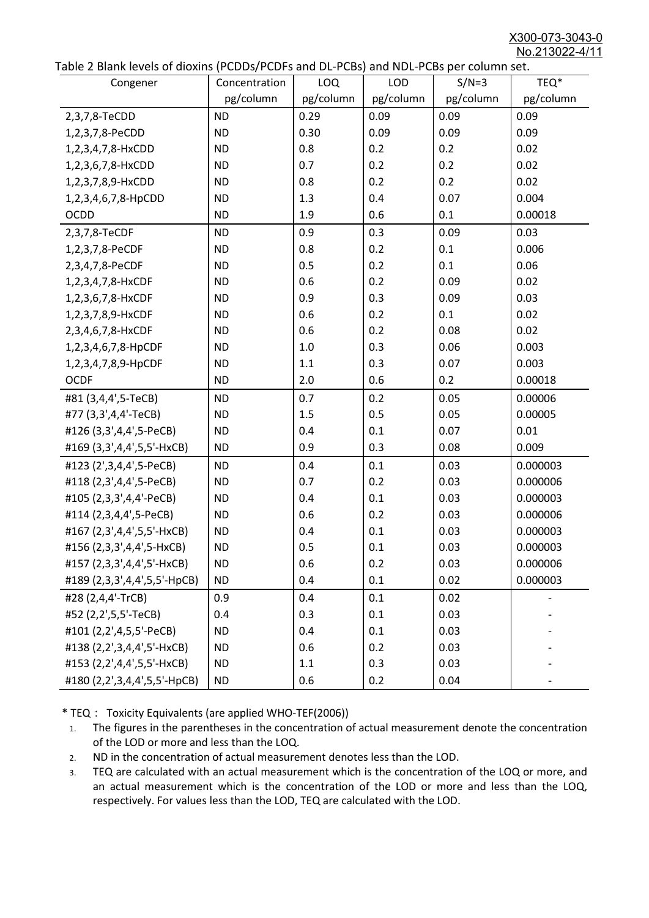Table 2 Blank levels of dioxins (PCDDs/PCDFs and DL-PCBs) and NDL-PCBs per column set.

| Congener | Concentration pg/column | LOQ pg/column | LOD pg/column | S/N=3 pg/column | TEQ* pg/column |
|---|---|---|---|---|---|
| 2,3,7,8-TeCDD | ND | 0.29 | 0.09 | 0.09 | 0.09 |
| 1,2,3,7,8-PeCDD | ND | 0.30 | 0.09 | 0.09 | 0.09 |
| 1,2,3,4,7,8-HxCDD | ND | 0.8 | 0.2 | 0.2 | 0.02 |
| 1,2,3,6,7,8-HxCDD | ND | 0.7 | 0.2 | 0.2 | 0.02 |
| 1,2,3,7,8,9-HxCDD | ND | 0.8 | 0.2 | 0.2 | 0.02 |
| 1,2,3,4,6,7,8-HpCDD | ND | 1.3 | 0.4 | 0.07 | 0.004 |
| OCDD | ND | 1.9 | 0.6 | 0.1 | 0.00018 |
| 2,3,7,8-TeCDF | ND | 0.9 | 0.3 | 0.09 | 0.03 |
| 1,2,3,7,8-PeCDF | ND | 0.8 | 0.2 | 0.1 | 0.006 |
| 2,3,4,7,8-PeCDF | ND | 0.5 | 0.2 | 0.1 | 0.06 |
| 1,2,3,4,7,8-HxCDF | ND | 0.6 | 0.2 | 0.09 | 0.02 |
| 1,2,3,6,7,8-HxCDF | ND | 0.9 | 0.3 | 0.09 | 0.03 |
| 1,2,3,7,8,9-HxCDF | ND | 0.6 | 0.2 | 0.1 | 0.02 |
| 2,3,4,6,7,8-HxCDF | ND | 0.6 | 0.2 | 0.08 | 0.02 |
| 1,2,3,4,6,7,8-HpCDF | ND | 1.0 | 0.3 | 0.06 | 0.003 |
| 1,2,3,4,7,8,9-HpCDF | ND | 1.1 | 0.3 | 0.07 | 0.003 |
| OCDF | ND | 2.0 | 0.6 | 0.2 | 0.00018 |
| #81 (3,4,4',5-TeCB) | ND | 0.7 | 0.2 | 0.05 | 0.00006 |
| #77 (3,3',4,4'-TeCB) | ND | 1.5 | 0.5 | 0.05 | 0.00005 |
| #126 (3,3',4,4',5-PeCB) | ND | 0.4 | 0.1 | 0.07 | 0.01 |
| #169 (3,3',4,4',5,5'-HxCB) | ND | 0.9 | 0.3 | 0.08 | 0.009 |
| #123 (2',3,4,4',5-PeCB) | ND | 0.4 | 0.1 | 0.03 | 0.000003 |
| #118 (2,3',4,4',5-PeCB) | ND | 0.7 | 0.2 | 0.03 | 0.000006 |
| #105 (2,3,3',4,4'-PeCB) | ND | 0.4 | 0.1 | 0.03 | 0.000003 |
| #114 (2,3,4,4',5-PeCB) | ND | 0.6 | 0.2 | 0.03 | 0.000006 |
| #167 (2,3',4,4',5,5'-HxCB) | ND | 0.4 | 0.1 | 0.03 | 0.000003 |
| #156 (2,3,3',4,4',5-HxCB) | ND | 0.5 | 0.1 | 0.03 | 0.000003 |
| #157 (2,3,3',4,4',5'-HxCB) | ND | 0.6 | 0.2 | 0.03 | 0.000006 |
| #189 (2,3,3',4,4',5,5'-HpCB) | ND | 0.4 | 0.1 | 0.02 | 0.000003 |
| #28 (2,4,4'-TrCB) | 0.9 | 0.4 | 0.1 | 0.02 | - |
| #52 (2,2',5,5'-TeCB) | 0.4 | 0.3 | 0.1 | 0.03 | - |
| #101 (2,2',4,5,5'-PeCB) | ND | 0.4 | 0.1 | 0.03 | - |
| #138 (2,2',3,4,4',5'-HxCB) | ND | 0.6 | 0.2 | 0.03 | - |
| #153 (2,2',4,4',5,5'-HxCB) | ND | 1.1 | 0.3 | 0.03 | - |
| #180 (2,2',3,4,4',5,5'-HpCB) | ND | 0.6 | 0.2 | 0.04 | - |

* TEQ： Toxicity Equivalents (are applied WHO-TEF(2006))

1. The figures in the parentheses in the concentration of actual measurement denote the concentration of the LOD or more and less than the LOQ.
2. ND in the concentration of actual measurement denotes less than the LOD.
3. TEQ are calculated with an actual measurement which is the concentration of the LOQ or more, and an actual measurement which is the concentration of the LOD or more and less than the LOQ, respectively. For values less than the LOD, TEQ are calculated with the LOD.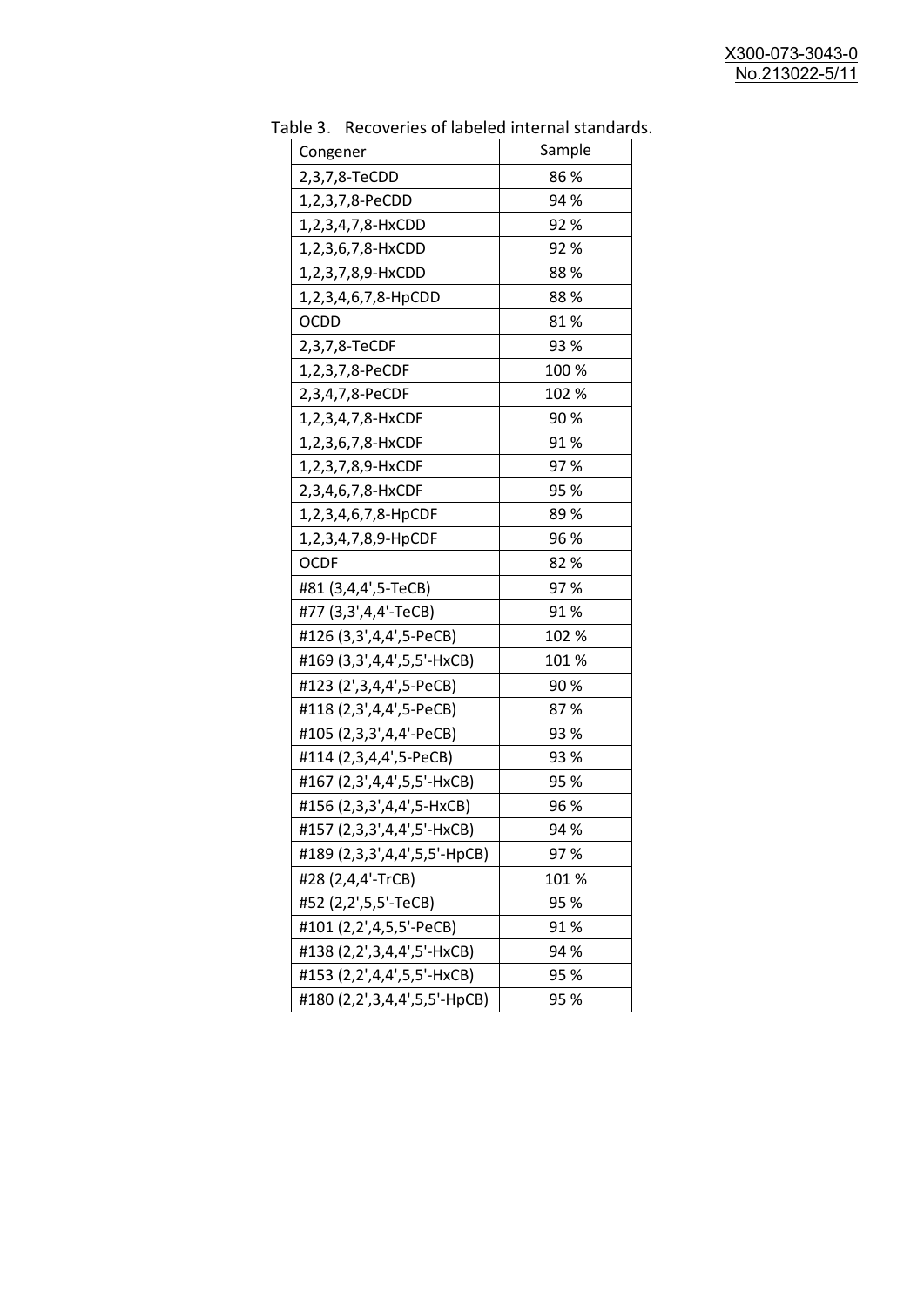Table 3. Recoveries of labeled internal standards.

| Congener | Sample |
|---|---|
| 2,3,7,8-TeCDD | 86 % |
| 1,2,3,7,8-PeCDD | 94 % |
| 1,2,3,4,7,8-HxCDD | 92 % |
| 1,2,3,6,7,8-HxCDD | 92 % |
| 1,2,3,7,8,9-HxCDD | 88 % |
| 1,2,3,4,6,7,8-HpCDD | 88 % |
| OCDD | 81 % |
| 2,3,7,8-TeCDF | 93 % |
| 1,2,3,7,8-PeCDF | 100 % |
| 2,3,4,7,8-PeCDF | 102 % |
| 1,2,3,4,7,8-HxCDF | 90 % |
| 1,2,3,6,7,8-HxCDF | 91 % |
| 1,2,3,7,8,9-HxCDF | 97 % |
| 2,3,4,6,7,8-HxCDF | 95 % |
| 1,2,3,4,6,7,8-HpCDF | 89 % |
| 1,2,3,4,7,8,9-HpCDF | 96 % |
| OCDF | 82 % |
| #81 (3,4,4',5-TeCB) | 97 % |
| #77 (3,3',4,4'-TeCB) | 91 % |
| #126 (3,3',4,4',5-PeCB) | 102 % |
| #169 (3,3',4,4',5,5'-HxCB) | 101 % |
| #123 (2',3,4,4',5-PeCB) | 90 % |
| #118 (2,3',4,4',5-PeCB) | 87 % |
| #105 (2,3,3',4,4'-PeCB) | 93 % |
| #114 (2,3,4,4',5-PeCB) | 93 % |
| #167 (2,3',4,4',5,5'-HxCB) | 95 % |
| #156 (2,3,3',4,4',5-HxCB) | 96 % |
| #157 (2,3,3',4,4',5'-HxCB) | 94 % |
| #189 (2,3,3',4,4',5,5'-HpCB) | 97 % |
| #28 (2,4,4'-TrCB) | 101 % |
| #52 (2,2',5,5'-TeCB) | 95 % |
| #101 (2,2',4,5,5'-PeCB) | 91 % |
| #138 (2,2',3,4,4',5'-HxCB) | 94 % |
| #153 (2,2',4,4',5,5'-HxCB) | 95 % |
| #180 (2,2',3,4,4',5,5'-HpCB) | 95 % |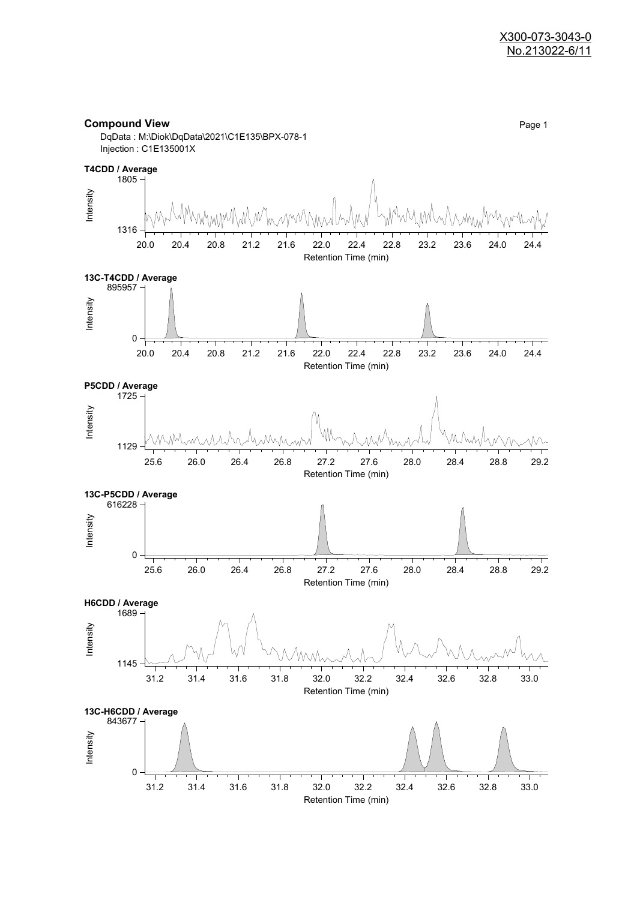X300-073-3043-0
No.213022-6/11

**Compound View**

DqData : M:\Diok\DqData\2021\C1E135\BPX-078-1
Injection : C1E135001X

**T4CDD / Average**

Intensity: 1316 – 1805
Retention Time (min): 20.0 – 24.4

**13C-T4CDD / Average**

Intensity: 0 – 895957
Retention Time (min): 20.0 – 24.4

**P5CDD / Average**

Intensity: 1129 – 1725
Retention Time (min): 25.6 – 29.2

**13C-P5CDD / Average**

Intensity: 0 – 616228
Retention Time (min): 25.6 – 29.2

**H6CDD / Average**

Intensity: 1145 – 1689
Retention Time (min): 31.2 – 33.0

**13C-H6CDD / Average**

Intensity: 0 – 843677
Retention Time (min): 31.2 – 33.0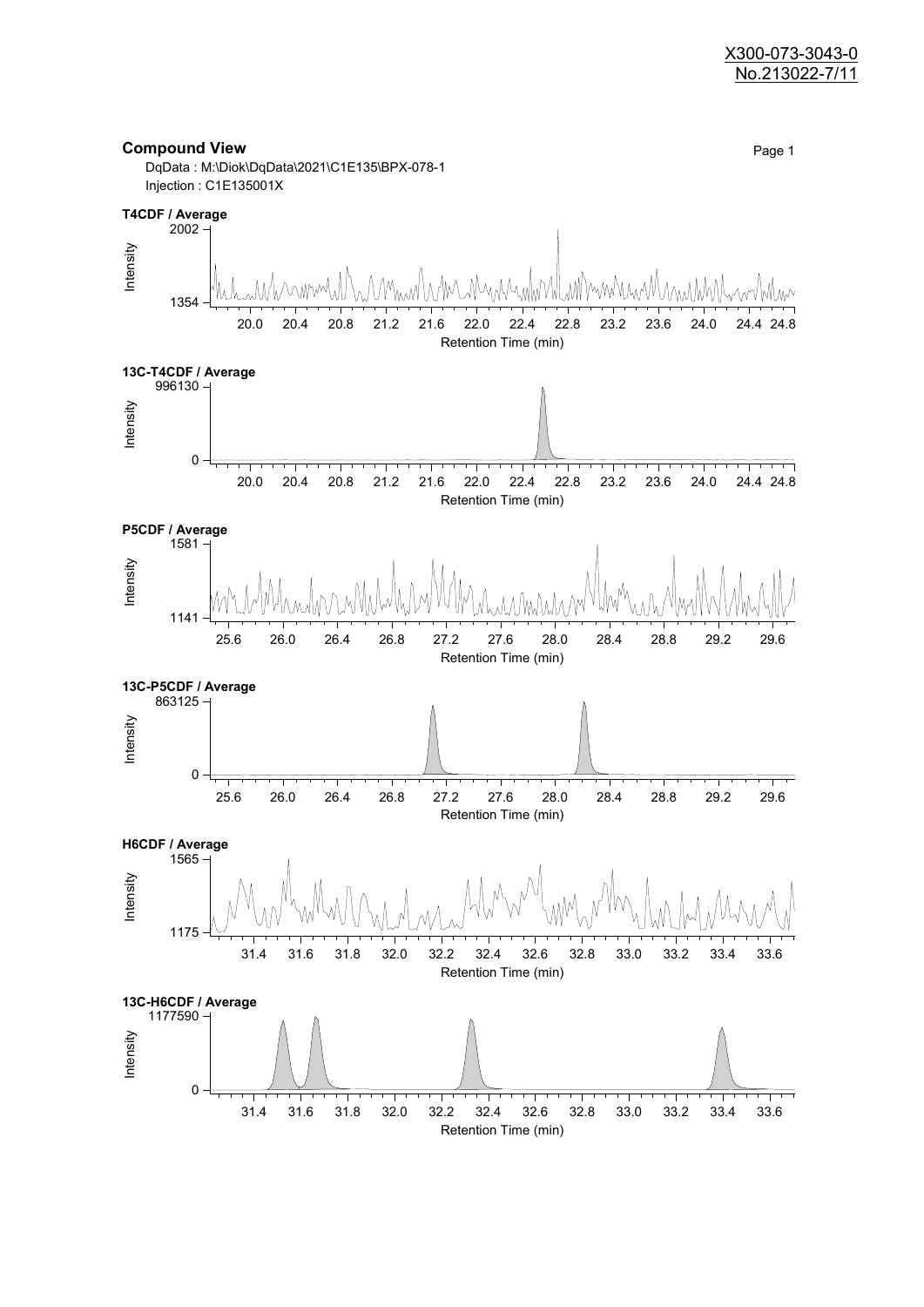X300-073-3043-0
No.213022-7/11

## Compound View

DqData : M:\Diok\DqData\2021\C1E135\BPX-078-1
Injection : C1E135001X

**T4CDF / Average**

Intensity: 1354 – 2002
Retention Time (min): 20.0, 20.4, 20.8, 21.2, 21.6, 22.0, 22.4, 22.8, 23.2, 23.6, 24.0, 24.4, 24.8

**13C-T4CDF / Average**

Intensity: 0 – 996130
Retention Time (min): 20.0, 20.4, 20.8, 21.2, 21.6, 22.0, 22.4, 22.8, 23.2, 23.6, 24.0, 24.4, 24.8

**P5CDF / Average**

Intensity: 1141 – 1581
Retention Time (min): 25.6, 26.0, 26.4, 26.8, 27.2, 27.6, 28.0, 28.4, 28.8, 29.2, 29.6

**13C-P5CDF / Average**

Intensity: 0 – 863125
Retention Time (min): 25.6, 26.0, 26.4, 26.8, 27.2, 27.6, 28.0, 28.4, 28.8, 29.2, 29.6

**H6CDF / Average**

Intensity: 1175 – 1565
Retention Time (min): 31.4, 31.6, 31.8, 32.0, 32.2, 32.4, 32.6, 32.8, 33.0, 33.2, 33.4, 33.6

**13C-H6CDF / Average**

Intensity: 0 – 1177590
Retention Time (min): 31.4, 31.6, 31.8, 32.0, 32.2, 32.4, 32.6, 32.8, 33.0, 33.2, 33.4, 33.6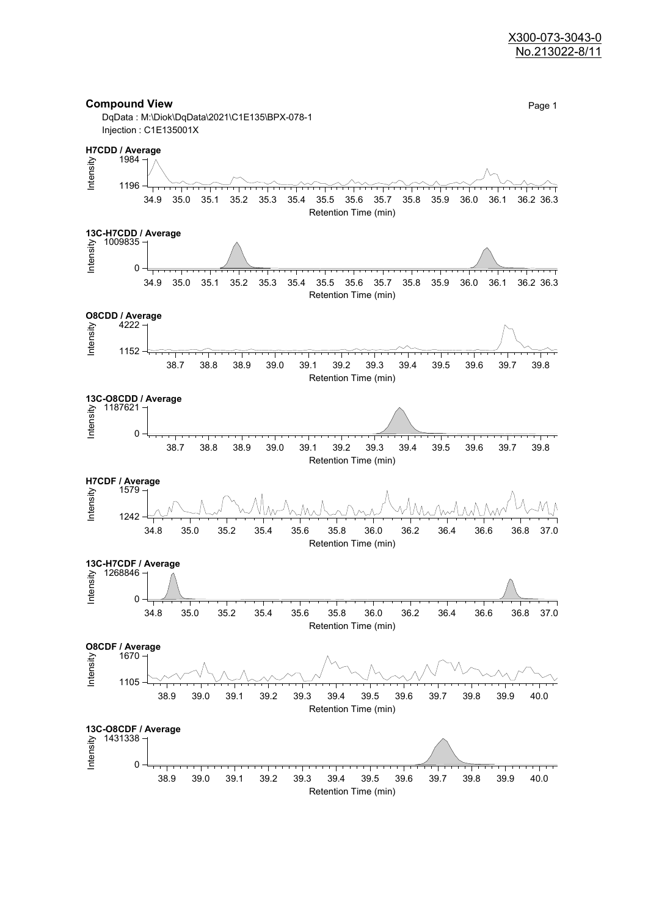## Compound View

DqData : M:\Diok\DqData\2021\C1E135\BPX-078-1

Injection : C1E135001X

**H7CDD / Average**

Intensity: 1984 – 1196

Retention Time (min): 34.9 35.0 35.1 35.2 35.3 35.4 35.5 35.6 35.7 35.8 35.9 36.0 36.1 36.2 36.3

**13C-H7CDD / Average**

Intensity: 1009835 – 0

Retention Time (min): 34.9 35.0 35.1 35.2 35.3 35.4 35.5 35.6 35.7 35.8 35.9 36.0 36.1 36.2 36.3

**O8CDD / Average**

Intensity: 4222 – 1152

Retention Time (min): 38.7 38.8 38.9 39.0 39.1 39.2 39.3 39.4 39.5 39.6 39.7 39.8

**13C-O8CDD / Average**

Intensity: 1187621 – 0

Retention Time (min): 38.7 38.8 38.9 39.0 39.1 39.2 39.3 39.4 39.5 39.6 39.7 39.8

**H7CDF / Average**

Intensity: 1579 – 1242

Retention Time (min): 34.8 35.0 35.2 35.4 35.6 35.8 36.0 36.2 36.4 36.6 36.8 37.0

**13C-H7CDF / Average**

Intensity: 1268846 – 0

Retention Time (min): 34.8 35.0 35.2 35.4 35.6 35.8 36.0 36.2 36.4 36.6 36.8 37.0

**O8CDF / Average**

Intensity: 1670 – 1105

Retention Time (min): 38.9 39.0 39.1 39.2 39.3 39.4 39.5 39.6 39.7 39.8 39.9 40.0

**13C-O8CDF / Average**

Intensity: 1431338 – 0

Retention Time (min): 38.9 39.0 39.1 39.2 39.3 39.4 39.5 39.6 39.7 39.8 39.9 40.0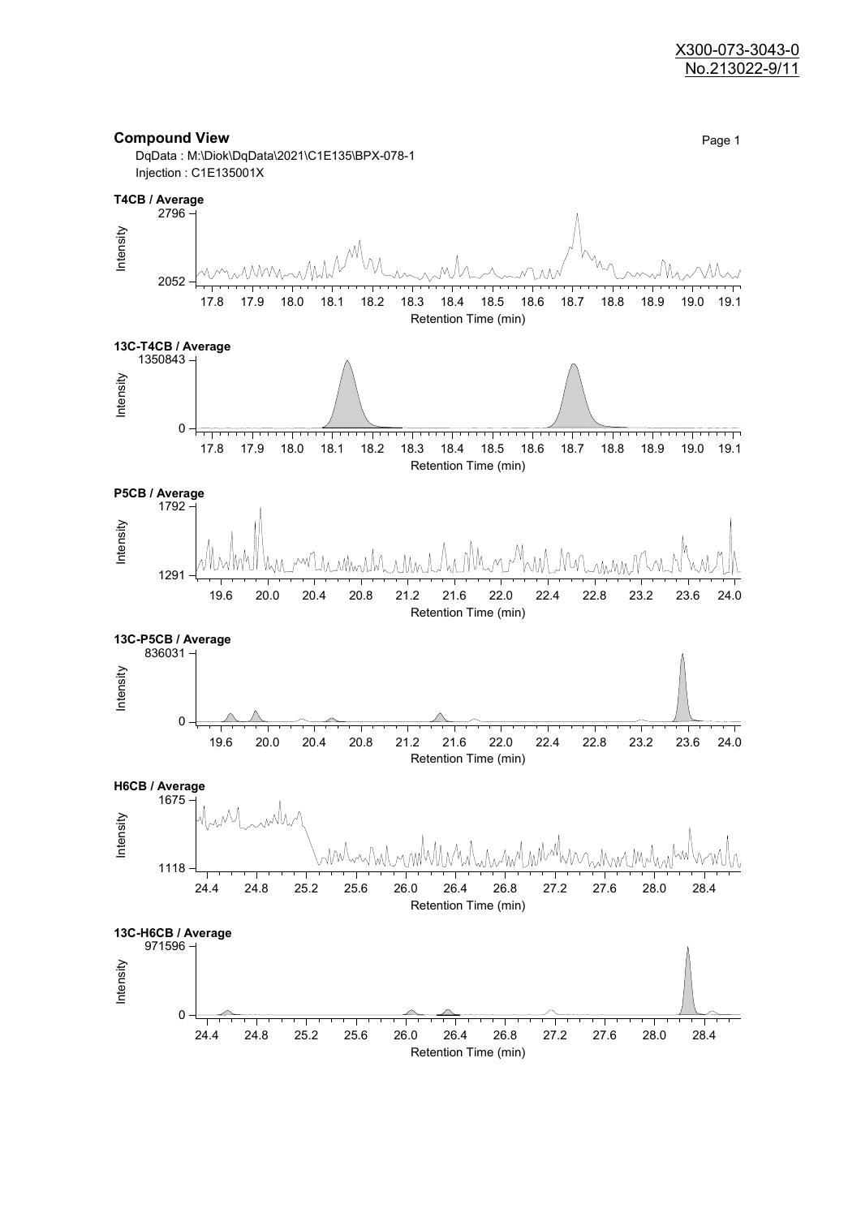X300-073-3043-0
No.213022-9/11

## Compound View

DqData : M:\Diok\DqData\2021\C1E135\BPX-078-1
Injection : C1E135001X

**T4CB / Average**

Intensity: 2052 – 2796
Retention Time (min): 17.8 – 19.1

**13C-T4CB / Average**

Intensity: 0 – 1350843
Retention Time (min): 17.8 – 19.1

**P5CB / Average**

Intensity: 1291 – 1792
Retention Time (min): 19.6 – 24.0

**13C-P5CB / Average**

Intensity: 0 – 836031
Retention Time (min): 19.6 – 24.0

**H6CB / Average**

Intensity: 1118 – 1675
Retention Time (min): 24.4 – 28.4

**13C-H6CB / Average**

Intensity: 0 – 971596
Retention Time (min): 24.4 – 28.4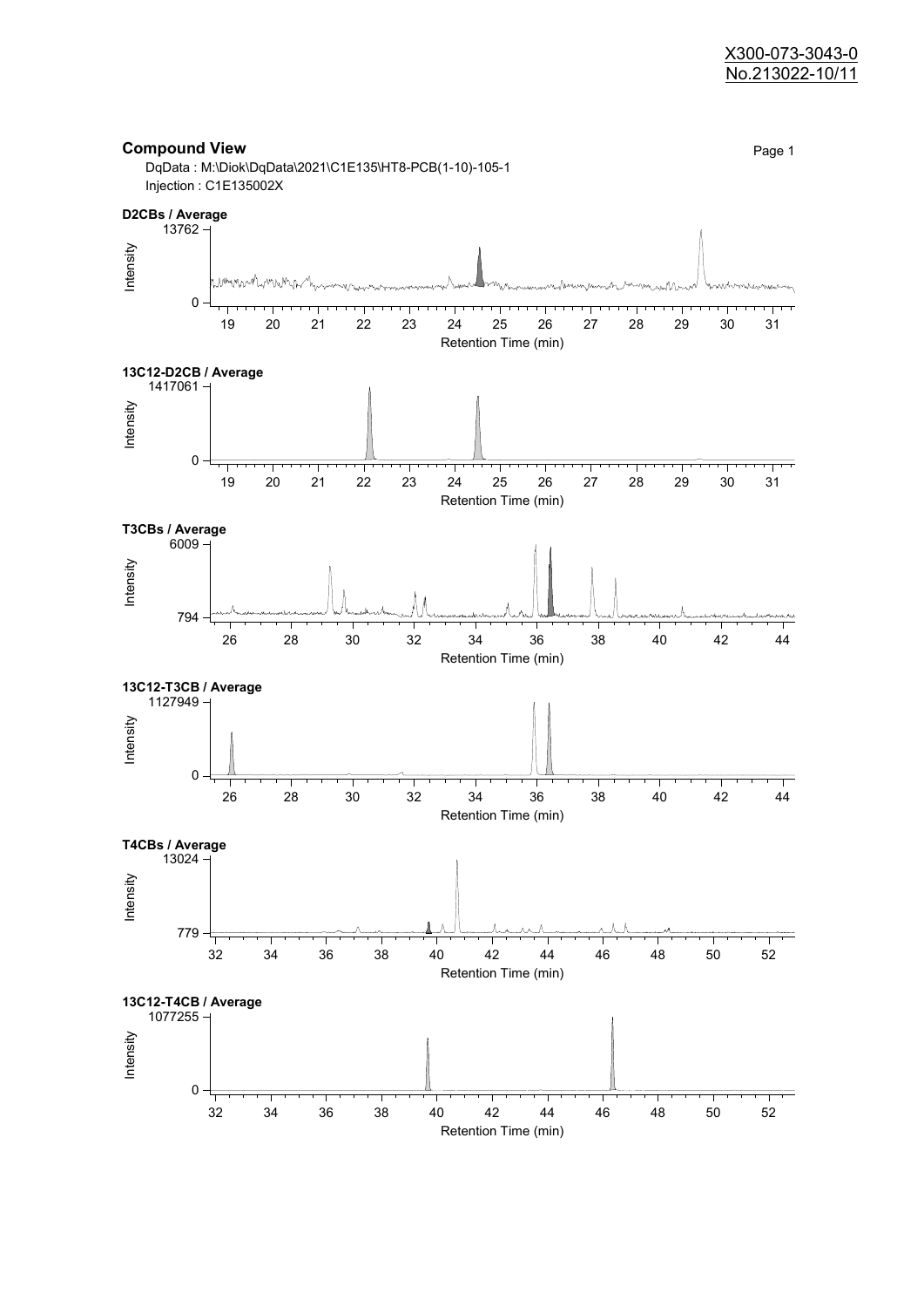X300-073-3043-0
No.213022-10/11

## Compound View

DqData : M:\Diok\DqData\2021\C1E135\HT8-PCB(1-10)-105-1
Injection : C1E135002X

**D2CBs / Average**

Intensity: 0 – 13762
Retention Time (min): 19 – 31

**13C12-D2CB / Average**

Intensity: 0 – 1417061
Retention Time (min): 19 – 31

**T3CBs / Average**

Intensity: 794 – 6009
Retention Time (min): 26 – 44

**13C12-T3CB / Average**

Intensity: 0 – 1127949
Retention Time (min): 26 – 44

**T4CBs / Average**

Intensity: 779 – 13024
Retention Time (min): 32 – 52

**13C12-T4CB / Average**

Intensity: 0 – 1077255
Retention Time (min): 32 – 52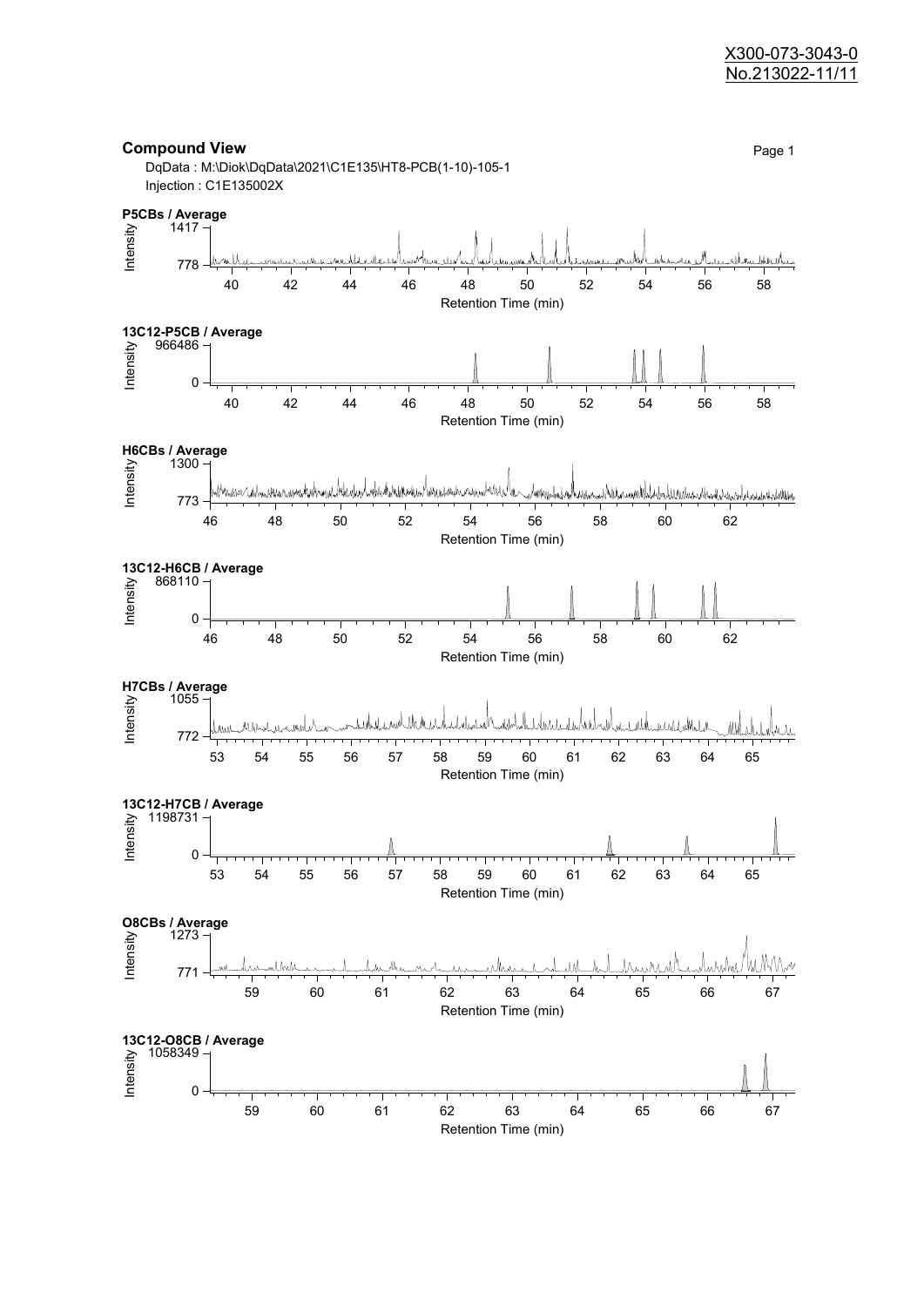X300-073-3043-0
No.213022-11/11

## Compound View

DqData : M:\Diok\DqData\2021\C1E135\HT8-PCB(1-10)-105-1
Injection : C1E135002X

**P5CBs / Average**

Intensity
1417
778
40 42 44 46 48 50 52 54 56 58
Retention Time (min)

**13C12-P5CB / Average**

Intensity
966486
0
40 42 44 46 48 50 52 54 56 58
Retention Time (min)

**H6CBs / Average**

Intensity
1300
773
46 48 50 52 54 56 58 60 62
Retention Time (min)

**13C12-H6CB / Average**

Intensity
868110
0
46 48 50 52 54 56 58 60 62
Retention Time (min)

**H7CBs / Average**

Intensity
1055
772
53 54 55 56 57 58 59 60 61 62 63 64 65
Retention Time (min)

**13C12-H7CB / Average**

Intensity
1198731
0
53 54 55 56 57 58 59 60 61 62 63 64 65
Retention Time (min)

**O8CBs / Average**

Intensity
1273
771
59 60 61 62 63 64 65 66 67
Retention Time (min)

**13C12-O8CB / Average**

Intensity
1058349
0
59 60 61 62 63 64 65 66 67
Retention Time (min)